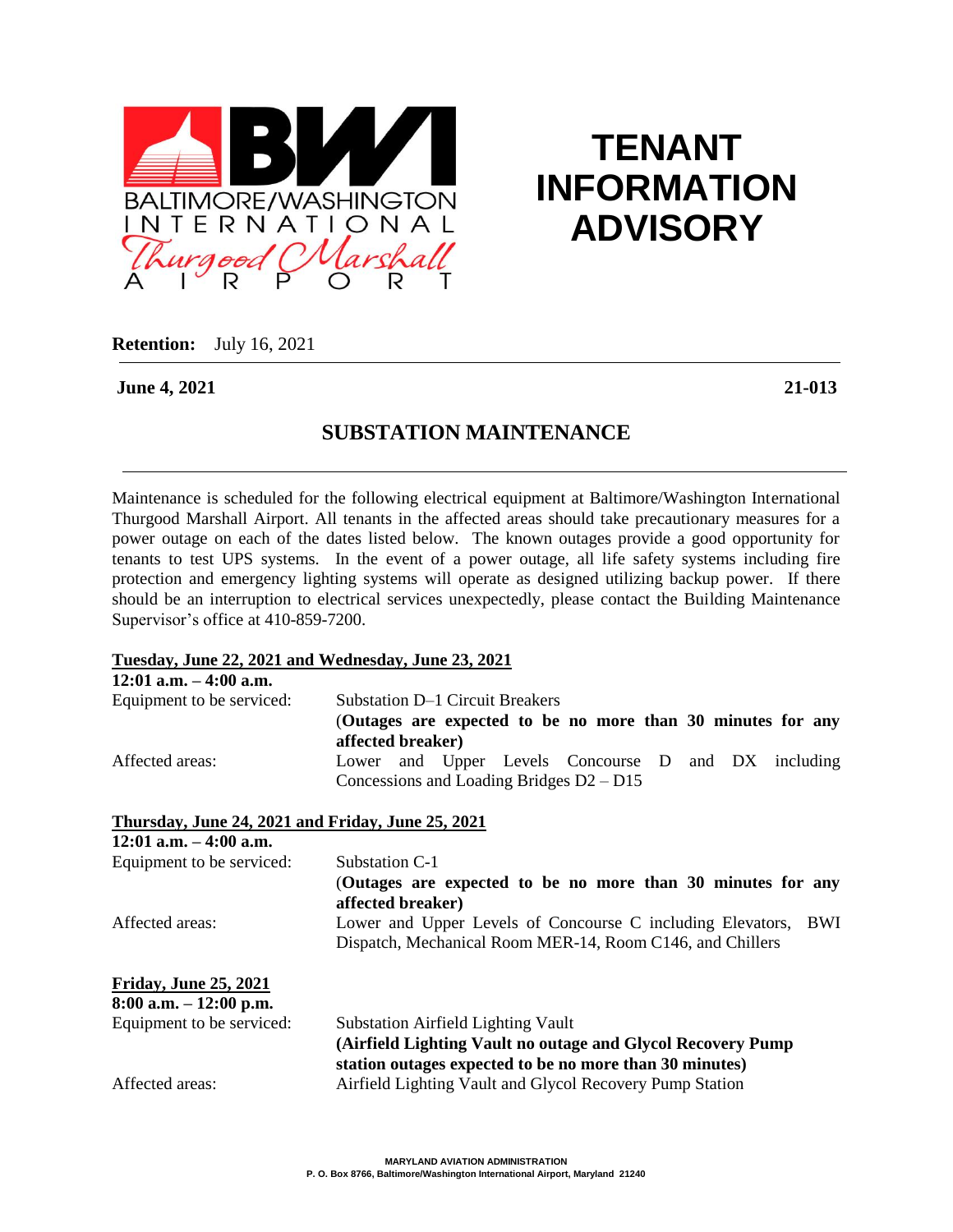BALTIMORE/WASHINGTON INTERNATIONAL Thurgood Marshall AIRPORT

# TENANT INFORMATION ADVISORY

**Retention:** July 16, 2021

**June 4, 2021** **21-013**

## SUBSTATION MAINTENANCE

Maintenance is scheduled for the following electrical equipment at Baltimore/Washington International Thurgood Marshall Airport. All tenants in the affected areas should take precautionary measures for a power outage on each of the dates listed below. The known outages provide a good opportunity for tenants to test UPS systems. In the event of a power outage, all life safety systems including fire protection and emergency lighting systems will operate as designed utilizing backup power. If there should be an interruption to electrical services unexpectedly, please contact the Building Maintenance Supervisor's office at 410-859-7200.

**Tuesday, June 22, 2021 and Wednesday, June 23, 2021**
**12:01 a.m. – 4:00 a.m.**

Equipment to be serviced: Substation D–1 Circuit Breakers
(**Outages are expected to be no more than 30 minutes for any affected breaker)**

Affected areas: Lower and Upper Levels Concourse D and DX including Concessions and Loading Bridges D2 – D15

**Thursday, June 24, 2021 and Friday, June 25, 2021**
**12:01 a.m. – 4:00 a.m.**

Equipment to be serviced: Substation C-1
(**Outages are expected to be no more than 30 minutes for any affected breaker)**

Affected areas: Lower and Upper Levels of Concourse C including Elevators, BWI Dispatch, Mechanical Room MER-14, Room C146, and Chillers

**Friday, June 25, 2021**
**8:00 a.m. – 12:00 p.m.**

Equipment to be serviced: Substation Airfield Lighting Vault
**(Airfield Lighting Vault no outage and Glycol Recovery Pump station outages expected to be no more than 30 minutes)**

Affected areas: Airfield Lighting Vault and Glycol Recovery Pump Station

MARYLAND AVIATION ADMINISTRATION
P. O. Box 8766, Baltimore/Washington International Airport, Maryland 21240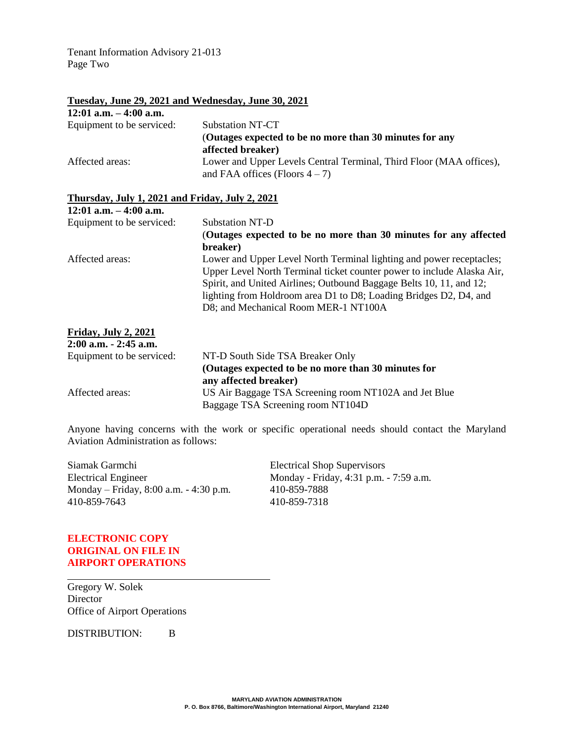**Tuesday, June 29, 2021 and Wednesday, June 30, 2021**

**12:01 a.m. – 4:00 a.m.**

| | |
|---|---|
| Equipment to be serviced: | Substation NT-CT (**Outages expected to be no more than 30 minutes for any affected breaker)** |
| Affected areas: | Lower and Upper Levels Central Terminal, Third Floor (MAA offices), and FAA offices (Floors 4 – 7) |

**Thursday, July 1, 2021 and Friday, July 2, 2021**

**12:01 a.m. – 4:00 a.m.**

| | |
|---|---|
| Equipment to be serviced: | Substation NT-D (**Outages expected to be no more than 30 minutes for any affected breaker)** |
| Affected areas: | Lower and Upper Level North Terminal lighting and power receptacles; Upper Level North Terminal ticket counter power to include Alaska Air, Spirit, and United Airlines; Outbound Baggage Belts 10, 11, and 12; lighting from Holdroom area D1 to D8; Loading Bridges D2, D4, and D8; and Mechanical Room MER-1 NT100A |

**Friday, July 2, 2021**

**2:00 a.m. - 2:45 a.m.**

| | |
|---|---|
| Equipment to be serviced: | NT-D South Side TSA Breaker Only **(Outages expected to be no more than 30 minutes for any affected breaker)** |
| Affected areas: | US Air Baggage TSA Screening room NT102A and Jet Blue Baggage TSA Screening room NT104D |

Anyone having concerns with the work or specific operational needs should contact the Maryland Aviation Administration as follows:

Siamak Garmchi
Electrical Engineer
Monday – Friday, 8:00 a.m. - 4:30 p.m.
410-859-7643

Electrical Shop Supervisors
Monday - Friday, 4:31 p.m. - 7:59 a.m.
410-859-7888
410-859-7318

**ELECTRONIC COPY**
**ORIGINAL ON FILE IN**
**AIRPORT OPERATIONS**

Gregory W. Solek
Director
Office of Airport Operations

DISTRIBUTION: B

MARYLAND AVIATION ADMINISTRATION
P. O. Box 8766, Baltimore/Washington International Airport, Maryland 21240